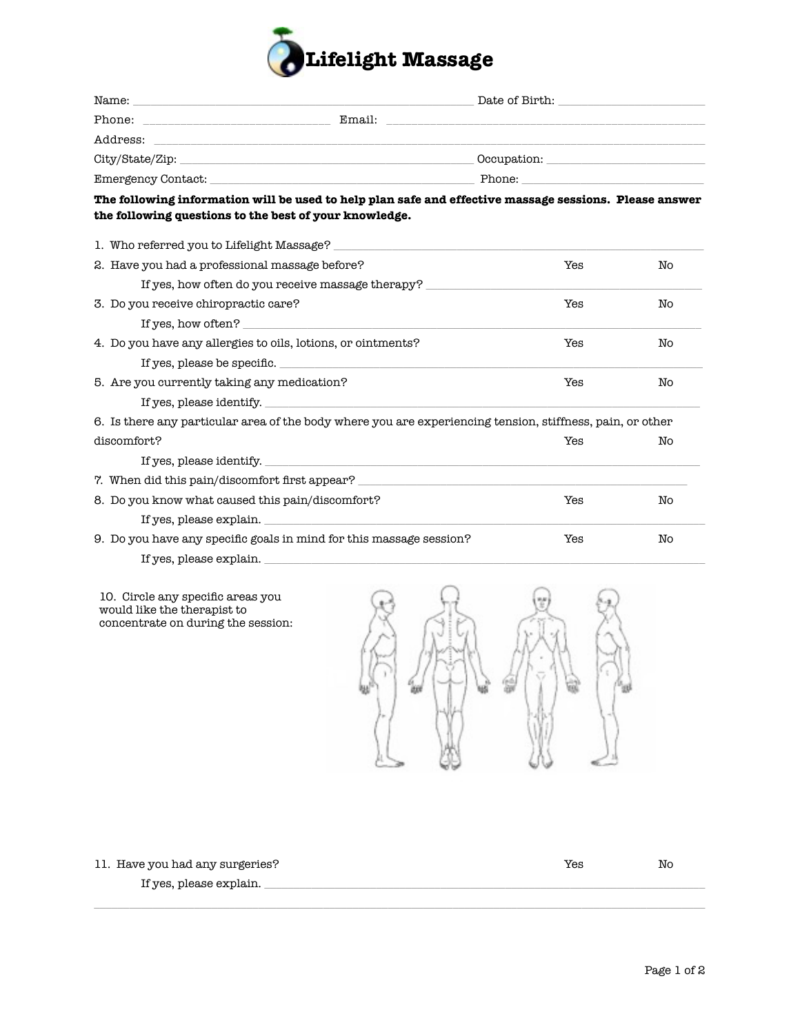# Lifelight Massage

Name: ______________________________ Date of Birth: ______________

Phone: ______________________ Email: ______________________________

Address: ____________________________________________________________

City/State/Zip: ______________________________ Occupation: ______________

Emergency Contact: ______________________________ Phone: ______________

**The following information will be used to help plan safe and effective massage sessions. Please answer the following questions to the best of your knowledge.**

1. Who referred you to Lifelight Massage? ______________________________
2. Have you had a professional massage before? Yes No
   If yes, how often do you receive massage therapy? ______________________________
3. Do you receive chiropractic care? Yes No
   If yes, how often? ______________________________
4. Do you have any allergies to oils, lotions, or ointments? Yes No
   If yes, please be specific. ______________________________
5. Are you currently taking any medication? Yes No
   If yes, please identify. ______________________________
6. Is there any particular area of the body where you are experiencing tension, stiffness, pain, or other discomfort? Yes No
   If yes, please identify. ______________________________
7. When did this pain/discomfort first appear? ______________________________
8. Do you know what caused this pain/discomfort? Yes No
   If yes, please explain. ______________________________
9. Do you have any specific goals in mind for this massage session? Yes No
   If yes, please explain. ______________________________
10. Circle any specific areas you would like the therapist to concentrate on during the session:
11. Have you had any surgeries? Yes No
    If yes, please explain. ______________________________

____________________________________________________________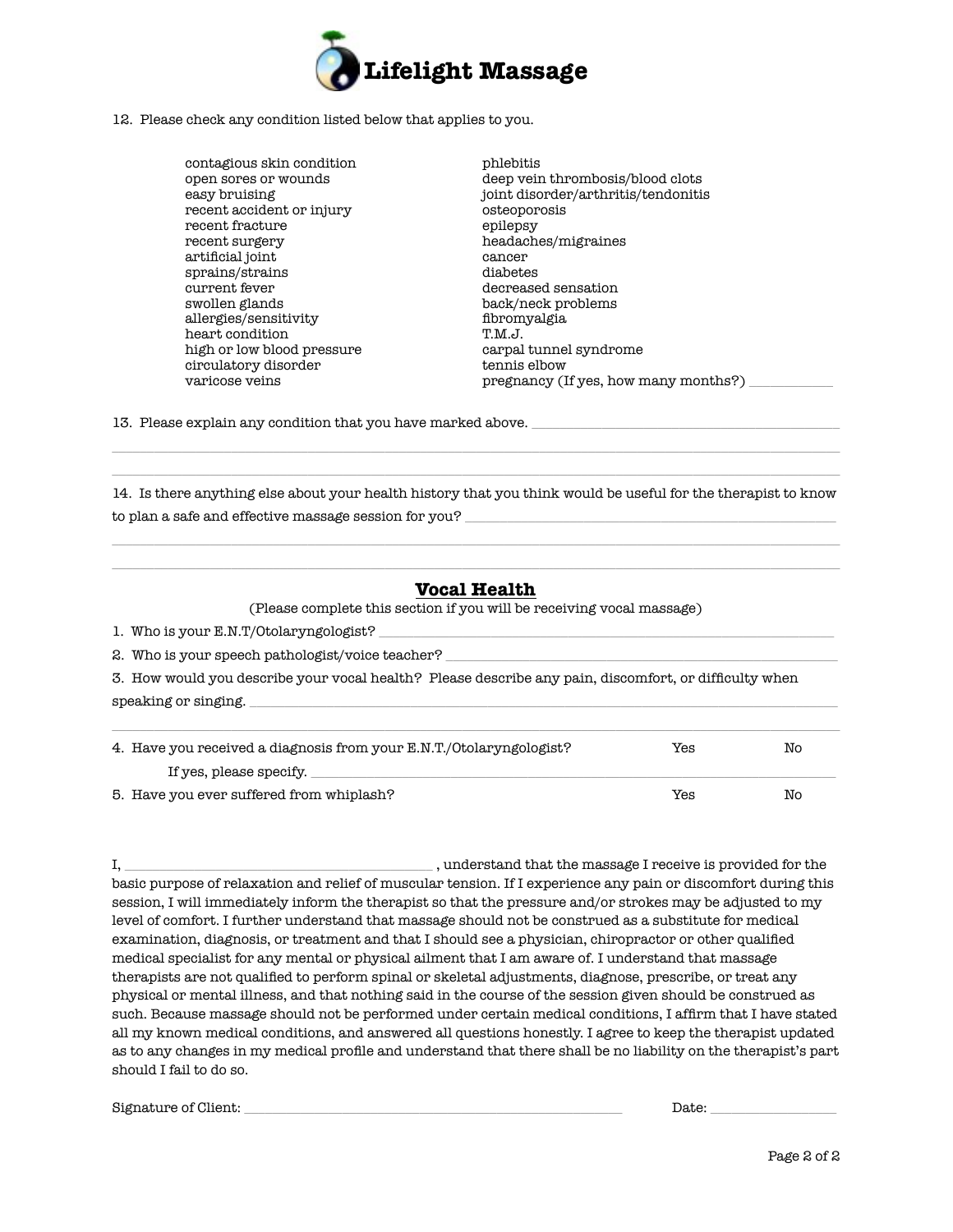# Lifelight Massage

12. Please check any condition listed below that applies to you.

| | |
|---|---|
| contagious skin condition | phlebitis |
| open sores or wounds | deep vein thrombosis/blood clots |
| easy bruising | joint disorder/arthritis/tendonitis |
| recent accident or injury | osteoporosis |
| recent fracture | epilepsy |
| recent surgery | headaches/migraines |
| artificial joint | cancer |
| sprains/strains | diabetes |
| current fever | decreased sensation |
| swollen glands | back/neck problems |
| allergies/sensitivity | fibromyalgia |
| heart condition | T.M.J. |
| high or low blood pressure | carpal tunnel syndrome |
| circulatory disorder | tennis elbow |
| varicose veins | pregnancy (If yes, how many months?) ___________ |

13. Please explain any condition that you have marked above. ___________________________________________

_____________________________________________________________________________________________

_____________________________________________________________________________________________

14. Is there anything else about your health history that you think would be useful for the therapist to know to plan a safe and effective massage session for you? ___________________________________________________

_____________________________________________________________________________________________

_____________________________________________________________________________________________

## Vocal Health

(Please complete this section if you will be receiving vocal massage)

1. Who is your E.N.T/Otolaryngologist? _______________________________________________________________

2. Who is your speech pathologist/voice teacher? _______________________________________________________

3. How would you describe your vocal health? Please describe any pain, discomfort, or difficulty when speaking or singing. ______________________________________________________________________________

_____________________________________________________________________________________________

4. Have you received a diagnosis from your E.N.T./Otolaryngologist? Yes No

   If yes, please specify. ___________________________________________________________________________

5. Have you ever suffered from whiplash? Yes No

I, __________________________________________ , understand that the massage I receive is provided for the basic purpose of relaxation and relief of muscular tension. If I experience any pain or discomfort during this session, I will immediately inform the therapist so that the pressure and/or strokes may be adjusted to my level of comfort. I further understand that massage should not be construed as a substitute for medical examination, diagnosis, or treatment and that I should see a physician, chiropractor or other qualified medical specialist for any mental or physical ailment that I am aware of. I understand that massage therapists are not qualified to perform spinal or skeletal adjustments, diagnose, prescribe, or treat any physical or mental illness, and that nothing said in the course of the session given should be construed as such. Because massage should not be performed under certain medical conditions, I affirm that I have stated all my known medical conditions, and answered all questions honestly. I agree to keep the therapist updated as to any changes in my medical profile and understand that there shall be no liability on the therapist's part should I fail to do so.

Signature of Client: ______________________________________________________ Date: _________________